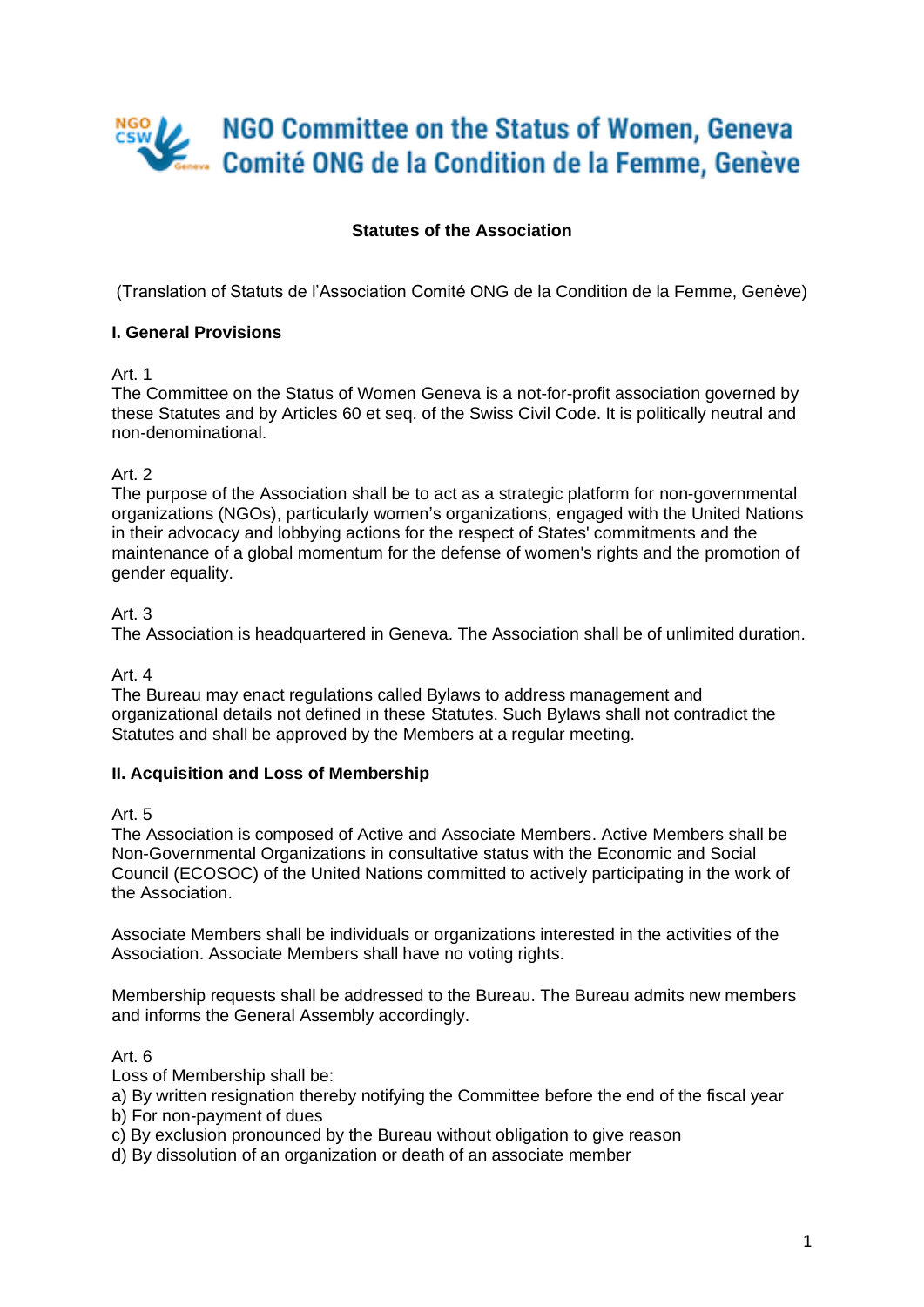# NGO Committee on the Status of Women, Geneva
# Comité ONG de la Condition de la Femme, Genève

**Statutes of the Association**

(Translation of Statuts de l'Association Comité ONG de la Condition de la Femme, Genève)

## I. General Provisions

Art. 1
The Committee on the Status of Women Geneva is a not-for-profit association governed by these Statutes and by Articles 60 et seq. of the Swiss Civil Code. It is politically neutral and non-denominational.

Art. 2
The purpose of the Association shall be to act as a strategic platform for non-governmental organizations (NGOs), particularly women's organizations, engaged with the United Nations in their advocacy and lobbying actions for the respect of States' commitments and the maintenance of a global momentum for the defense of women's rights and the promotion of gender equality.

Art. 3
The Association is headquartered in Geneva. The Association shall be of unlimited duration.

Art. 4
The Bureau may enact regulations called Bylaws to address management and organizational details not defined in these Statutes. Such Bylaws shall not contradict the Statutes and shall be approved by the Members at a regular meeting.

## II. Acquisition and Loss of Membership

Art. 5
The Association is composed of Active and Associate Members. Active Members shall be Non-Governmental Organizations in consultative status with the Economic and Social Council (ECOSOC) of the United Nations committed to actively participating in the work of the Association.

Associate Members shall be individuals or organizations interested in the activities of the Association. Associate Members shall have no voting rights.

Membership requests shall be addressed to the Bureau. The Bureau admits new members and informs the General Assembly accordingly.

Art. 6
Loss of Membership shall be:
a) By written resignation thereby notifying the Committee before the end of the fiscal year
b) For non-payment of dues
c) By exclusion pronounced by the Bureau without obligation to give reason
d) By dissolution of an organization or death of an associate member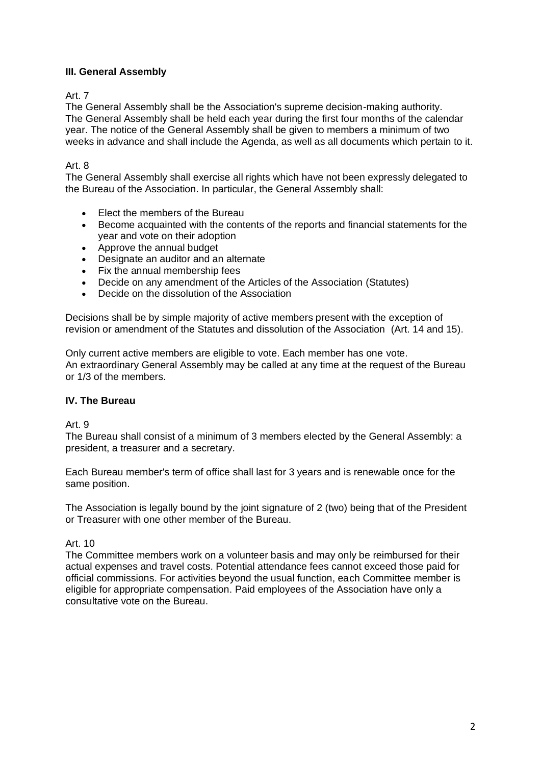## III. General Assembly

Art. 7

The General Assembly shall be the Association's supreme decision-making authority. The General Assembly shall be held each year during the first four months of the calendar year. The notice of the General Assembly shall be given to members a minimum of two weeks in advance and shall include the Agenda, as well as all documents which pertain to it.

Art. 8

The General Assembly shall exercise all rights which have not been expressly delegated to the Bureau of the Association. In particular, the General Assembly shall:

- Elect the members of the Bureau
- Become acquainted with the contents of the reports and financial statements for the year and vote on their adoption
- Approve the annual budget
- Designate an auditor and an alternate
- Fix the annual membership fees
- Decide on any amendment of the Articles of the Association (Statutes)
- Decide on the dissolution of the Association

Decisions shall be by simple majority of active members present with the exception of revision or amendment of the Statutes and dissolution of the Association (Art. 14 and 15).

Only current active members are eligible to vote. Each member has one vote.
An extraordinary General Assembly may be called at any time at the request of the Bureau or 1/3 of the members.

## IV. The Bureau

Art. 9

The Bureau shall consist of a minimum of 3 members elected by the General Assembly: a president, a treasurer and a secretary.

Each Bureau member's term of office shall last for 3 years and is renewable once for the same position.

The Association is legally bound by the joint signature of 2 (two) being that of the President or Treasurer with one other member of the Bureau.

Art. 10

The Committee members work on a volunteer basis and may only be reimbursed for their actual expenses and travel costs. Potential attendance fees cannot exceed those paid for official commissions. For activities beyond the usual function, each Committee member is eligible for appropriate compensation. Paid employees of the Association have only a consultative vote on the Bureau.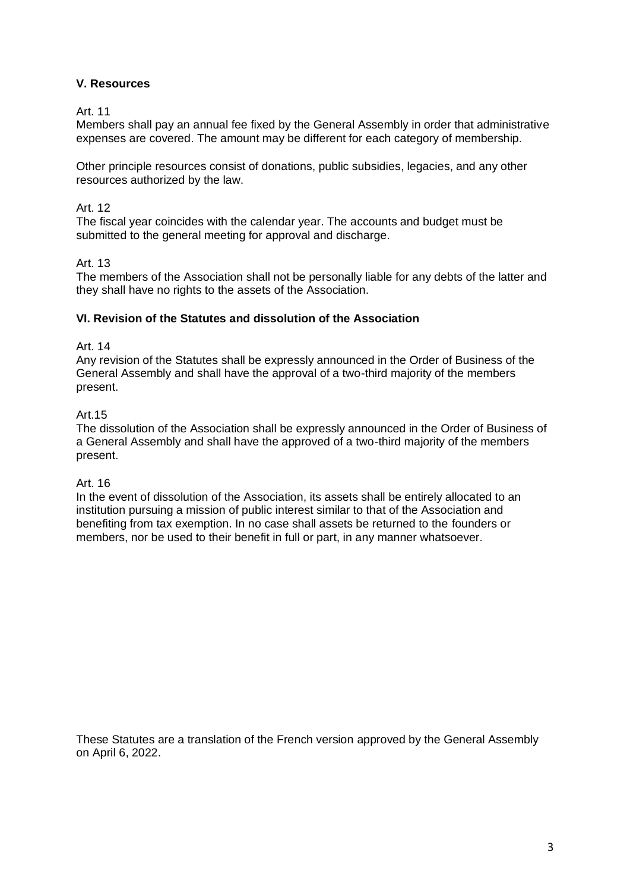## V. Resources

Art. 11

Members shall pay an annual fee fixed by the General Assembly in order that administrative expenses are covered. The amount may be different for each category of membership.

Other principle resources consist of donations, public subsidies, legacies, and any other resources authorized by the law.

Art. 12

The fiscal year coincides with the calendar year. The accounts and budget must be submitted to the general meeting for approval and discharge.

Art. 13

The members of the Association shall not be personally liable for any debts of the latter and they shall have no rights to the assets of the Association.

## VI. Revision of the Statutes and dissolution of the Association

Art. 14

Any revision of the Statutes shall be expressly announced in the Order of Business of the General Assembly and shall have the approval of a two-third majority of the members present.

Art.15

The dissolution of the Association shall be expressly announced in the Order of Business of a General Assembly and shall have the approved of a two-third majority of the members present.

Art. 16

In the event of dissolution of the Association, its assets shall be entirely allocated to an institution pursuing a mission of public interest similar to that of the Association and benefiting from tax exemption. In no case shall assets be returned to the founders or members, nor be used to their benefit in full or part, in any manner whatsoever.

These Statutes are a translation of the French version approved by the General Assembly on April 6, 2022.